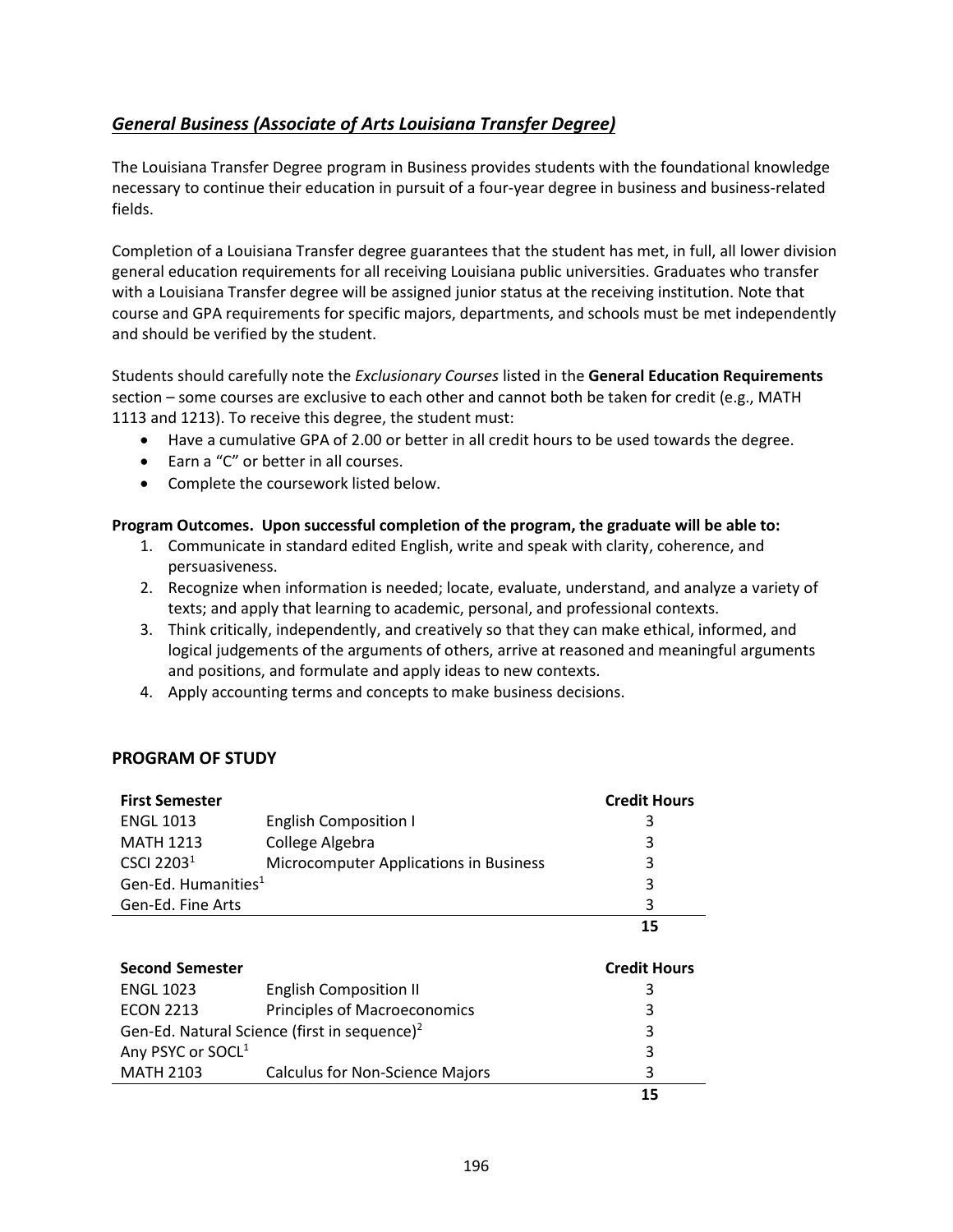## *General Business (Associate of Arts Louisiana Transfer Degree)*

The Louisiana Transfer Degree program in Business provides students with the foundational knowledge necessary to continue their education in pursuit of a four-year degree in business and business-related fields.

Completion of a Louisiana Transfer degree guarantees that the student has met, in full, all lower division general education requirements for all receiving Louisiana public universities. Graduates who transfer with a Louisiana Transfer degree will be assigned junior status at the receiving institution. Note that course and GPA requirements for specific majors, departments, and schools must be met independently and should be verified by the student.

Students should carefully note the *Exclusionary Courses* listed in the **General Education Requirements** section – some courses are exclusive to each other and cannot both be taken for credit (e.g., MATH 1113 and 1213). To receive this degree, the student must:

- Have a cumulative GPA of 2.00 or better in all credit hours to be used towards the degree.
- Earn a "C" or better in all courses.
- Complete the coursework listed below.

**Program Outcomes. Upon successful completion of the program, the graduate will be able to:**

1. Communicate in standard edited English, write and speak with clarity, coherence, and persuasiveness.
2. Recognize when information is needed; locate, evaluate, understand, and analyze a variety of texts; and apply that learning to academic, personal, and professional contexts.
3. Think critically, independently, and creatively so that they can make ethical, informed, and logical judgements of the arguments of others, arrive at reasoned and meaningful arguments and positions, and formulate and apply ideas to new contexts.
4. Apply accounting terms and concepts to make business decisions.

### PROGRAM OF STUDY

| **First Semester** | | **Credit Hours** |
|---|---|---|
| ENGL 1013 | English Composition I | 3 |
| MATH 1213 | College Algebra | 3 |
| CSCI 2203[1] | Microcomputer Applications in Business | 3 |
| Gen-Ed. Humanities[1] | | 3 |
| Gen-Ed. Fine Arts | | 3 |
| | | **15** |

| **Second Semester** | | **Credit Hours** |
|---|---|---|
| ENGL 1023 | English Composition II | 3 |
| ECON 2213 | Principles of Macroeconomics | 3 |
| Gen-Ed. Natural Science (first in sequence)[2] | | 3 |
| Any PSYC or SOCL[1] | | 3 |
| MATH 2103 | Calculus for Non-Science Majors | 3 |
| | | **15** |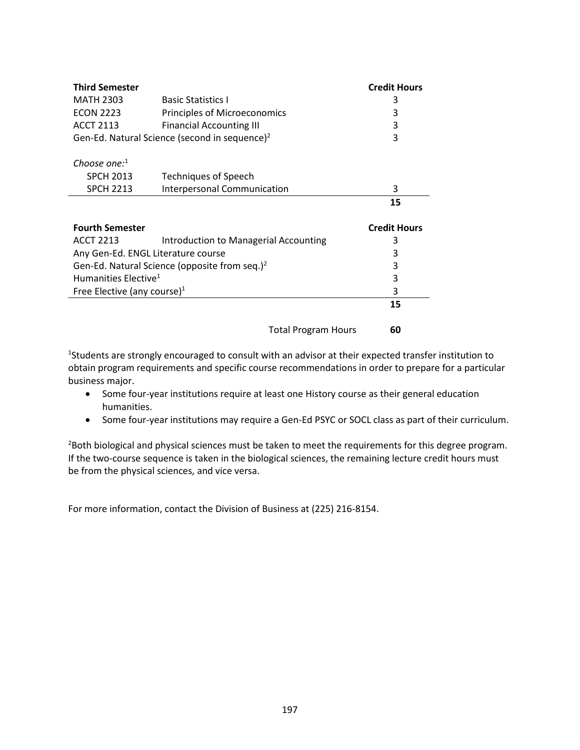| Third Semester | | Credit Hours |
|---|---|---|
| MATH 2303 | Basic Statistics I | 3 |
| ECON 2223 | Principles of Microeconomics | 3 |
| ACCT 2113 | Financial Accounting III | 3 |
| Gen-Ed. Natural Science (second in sequence)[2] | | 3 |
| *Choose one:*[1] | | |
| SPCH 2013 | Techniques of Speech | |
| SPCH 2213 | Interpersonal Communication | 3 |
| | | **15** |

| Fourth Semester | | Credit Hours |
|---|---|---|
| ACCT 2213 | Introduction to Managerial Accounting | 3 |
| Any Gen-Ed. ENGL Literature course | | 3 |
| Gen-Ed. Natural Science (opposite from seq.)[2] | | 3 |
| Humanities Elective[1] | | 3 |
| Free Elective (any course)[1] | | 3 |
| | | **15** |
| | Total Program Hours | **60** |

[1]Students are strongly encouraged to consult with an advisor at their expected transfer institution to obtain program requirements and specific course recommendations in order to prepare for a particular business major.

- Some four-year institutions require at least one History course as their general education humanities.
- Some four-year institutions may require a Gen-Ed PSYC or SOCL class as part of their curriculum.

[2]Both biological and physical sciences must be taken to meet the requirements for this degree program. If the two-course sequence is taken in the biological sciences, the remaining lecture credit hours must be from the physical sciences, and vice versa.

For more information, contact the Division of Business at (225) 216-8154.